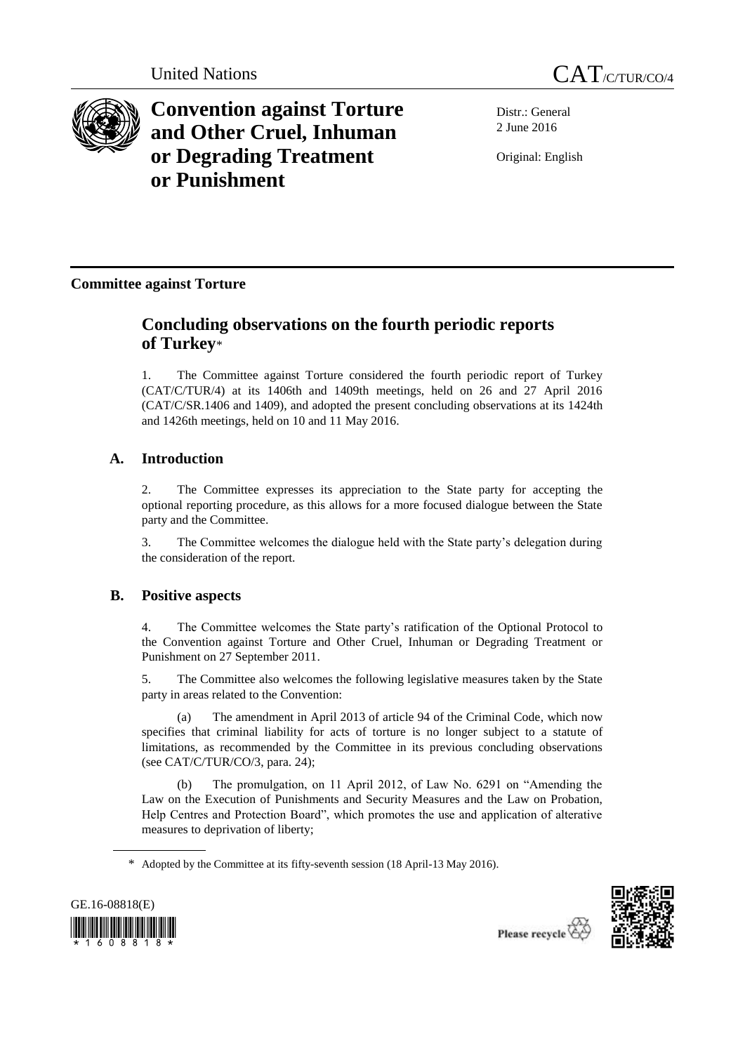United Nations CAT/C/TUR/CO/4

# Convention against Torture and Other Cruel, Inhuman or Degrading Treatment or Punishment

Distr.: General
2 June 2016

Original: English

**Committee against Torture**

## Concluding observations on the fourth periodic reports of Turkey*

1. The Committee against Torture considered the fourth periodic report of Turkey (CAT/C/TUR/4) at its 1406th and 1409th meetings, held on 26 and 27 April 2016 (CAT/C/SR.1406 and 1409), and adopted the present concluding observations at its 1424th and 1426th meetings, held on 10 and 11 May 2016.

### A. Introduction

2. The Committee expresses its appreciation to the State party for accepting the optional reporting procedure, as this allows for a more focused dialogue between the State party and the Committee.

3. The Committee welcomes the dialogue held with the State party's delegation during the consideration of the report.

### B. Positive aspects

4. The Committee welcomes the State party's ratification of the Optional Protocol to the Convention against Torture and Other Cruel, Inhuman or Degrading Treatment or Punishment on 27 September 2011.

5. The Committee also welcomes the following legislative measures taken by the State party in areas related to the Convention:

(a) The amendment in April 2013 of article 94 of the Criminal Code, which now specifies that criminal liability for acts of torture is no longer subject to a statute of limitations, as recommended by the Committee in its previous concluding observations (see CAT/C/TUR/CO/3, para. 24);

(b) The promulgation, on 11 April 2012, of Law No. 6291 on "Amending the Law on the Execution of Punishments and Security Measures and the Law on Probation, Help Centres and Protection Board", which promotes the use and application of alterative measures to deprivation of liberty;

\* Adopted by the Committee at its fifty-seventh session (18 April-13 May 2016).

GE.16-08818(E)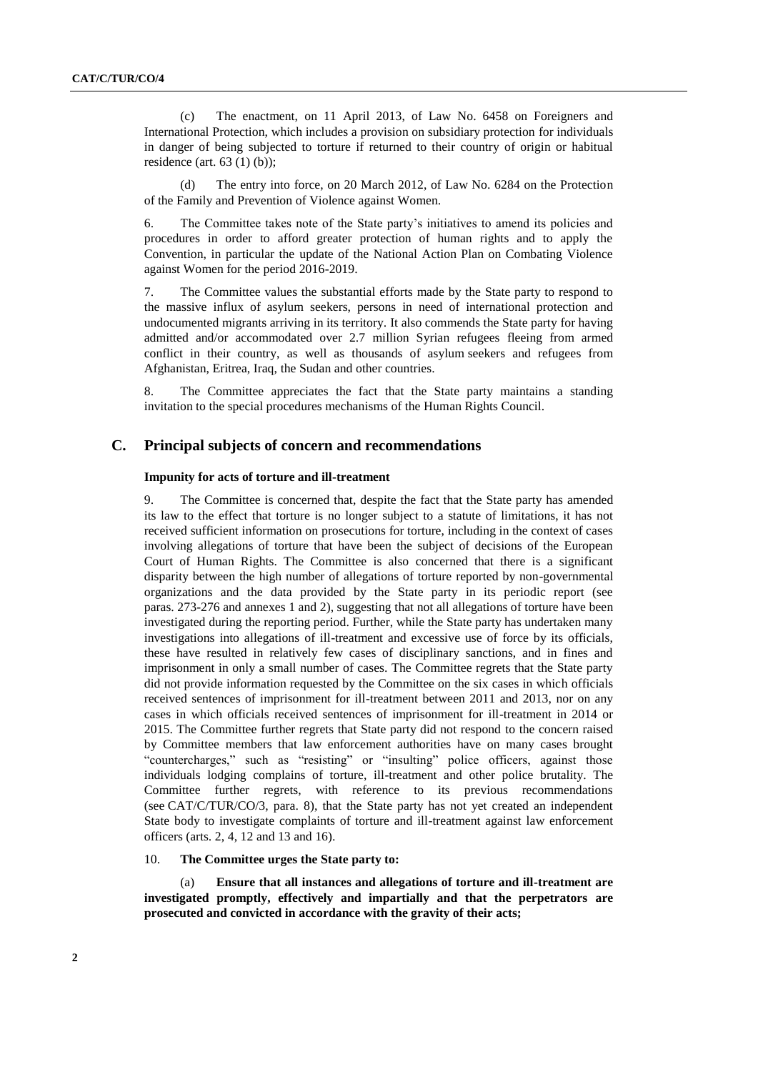(c) The enactment, on 11 April 2013, of Law No. 6458 on Foreigners and International Protection, which includes a provision on subsidiary protection for individuals in danger of being subjected to torture if returned to their country of origin or habitual residence (art. 63 (1) (b));

(d) The entry into force, on 20 March 2012, of Law No. 6284 on the Protection of the Family and Prevention of Violence against Women.

6. The Committee takes note of the State party's initiatives to amend its policies and procedures in order to afford greater protection of human rights and to apply the Convention, in particular the update of the National Action Plan on Combating Violence against Women for the period 2016-2019.

7. The Committee values the substantial efforts made by the State party to respond to the massive influx of asylum seekers, persons in need of international protection and undocumented migrants arriving in its territory. It also commends the State party for having admitted and/or accommodated over 2.7 million Syrian refugees fleeing from armed conflict in their country, as well as thousands of asylum seekers and refugees from Afghanistan, Eritrea, Iraq, the Sudan and other countries.

8. The Committee appreciates the fact that the State party maintains a standing invitation to the special procedures mechanisms of the Human Rights Council.

## C. Principal subjects of concern and recommendations

### Impunity for acts of torture and ill-treatment

9. The Committee is concerned that, despite the fact that the State party has amended its law to the effect that torture is no longer subject to a statute of limitations, it has not received sufficient information on prosecutions for torture, including in the context of cases involving allegations of torture that have been the subject of decisions of the European Court of Human Rights. The Committee is also concerned that there is a significant disparity between the high number of allegations of torture reported by non-governmental organizations and the data provided by the State party in its periodic report (see paras. 273-276 and annexes 1 and 2), suggesting that not all allegations of torture have been investigated during the reporting period. Further, while the State party has undertaken many investigations into allegations of ill-treatment and excessive use of force by its officials, these have resulted in relatively few cases of disciplinary sanctions, and in fines and imprisonment in only a small number of cases. The Committee regrets that the State party did not provide information requested by the Committee on the six cases in which officials received sentences of imprisonment for ill-treatment between 2011 and 2013, nor on any cases in which officials received sentences of imprisonment for ill-treatment in 2014 or 2015. The Committee further regrets that State party did not respond to the concern raised by Committee members that law enforcement authorities have on many cases brought "countercharges," such as "resisting" or "insulting" police officers, against those individuals lodging complains of torture, ill-treatment and other police brutality. The Committee further regrets, with reference to its previous recommendations (see CAT/C/TUR/CO/3, para. 8), that the State party has not yet created an independent State body to investigate complaints of torture and ill-treatment against law enforcement officers (arts. 2, 4, 12 and 13 and 16).

10. **The Committee urges the State party to:**

(a) **Ensure that all instances and allegations of torture and ill-treatment are investigated promptly, effectively and impartially and that the perpetrators are prosecuted and convicted in accordance with the gravity of their acts;**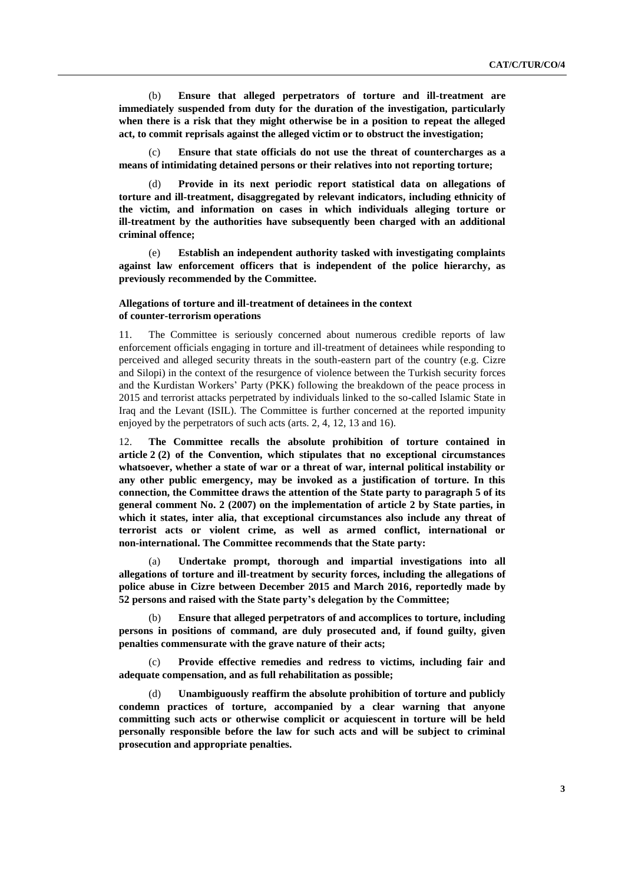(b) **Ensure that alleged perpetrators of torture and ill-treatment are immediately suspended from duty for the duration of the investigation, particularly when there is a risk that they might otherwise be in a position to repeat the alleged act, to commit reprisals against the alleged victim or to obstruct the investigation;**

(c) **Ensure that state officials do not use the threat of countercharges as a means of intimidating detained persons or their relatives into not reporting torture;**

(d) **Provide in its next periodic report statistical data on allegations of torture and ill-treatment, disaggregated by relevant indicators, including ethnicity of the victim, and information on cases in which individuals alleging torture or ill-treatment by the authorities have subsequently been charged with an additional criminal offence;**

(e) **Establish an independent authority tasked with investigating complaints against law enforcement officers that is independent of the police hierarchy, as previously recommended by the Committee.**

### Allegations of torture and ill-treatment of detainees in the context of counter-terrorism operations

11. The Committee is seriously concerned about numerous credible reports of law enforcement officials engaging in torture and ill-treatment of detainees while responding to perceived and alleged security threats in the south-eastern part of the country (e.g. Cizre and Silopi) in the context of the resurgence of violence between the Turkish security forces and the Kurdistan Workers' Party (PKK) following the breakdown of the peace process in 2015 and terrorist attacks perpetrated by individuals linked to the so-called Islamic State in Iraq and the Levant (ISIL). The Committee is further concerned at the reported impunity enjoyed by the perpetrators of such acts (arts. 2, 4, 12, 13 and 16).

12. **The Committee recalls the absolute prohibition of torture contained in article 2 (2) of the Convention, which stipulates that no exceptional circumstances whatsoever, whether a state of war or a threat of war, internal political instability or any other public emergency, may be invoked as a justification of torture. In this connection, the Committee draws the attention of the State party to paragraph 5 of its general comment No. 2 (2007) on the implementation of article 2 by State parties, in which it states, inter alia, that exceptional circumstances also include any threat of terrorist acts or violent crime, as well as armed conflict, international or non-international. The Committee recommends that the State party:**

(a) **Undertake prompt, thorough and impartial investigations into all allegations of torture and ill-treatment by security forces, including the allegations of police abuse in Cizre between December 2015 and March 2016, reportedly made by 52 persons and raised with the State party's delegation by the Committee;**

(b) **Ensure that alleged perpetrators of and accomplices to torture, including persons in positions of command, are duly prosecuted and, if found guilty, given penalties commensurate with the grave nature of their acts;**

(c) **Provide effective remedies and redress to victims, including fair and adequate compensation, and as full rehabilitation as possible;**

(d) **Unambiguously reaffirm the absolute prohibition of torture and publicly condemn practices of torture, accompanied by a clear warning that anyone committing such acts or otherwise complicit or acquiescent in torture will be held personally responsible before the law for such acts and will be subject to criminal prosecution and appropriate penalties.**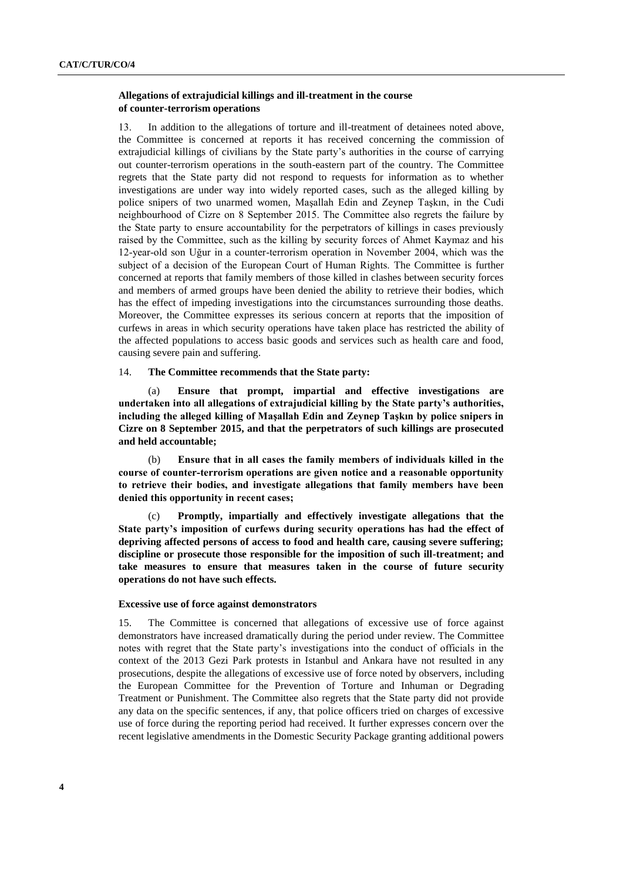### Allegations of extrajudicial killings and ill-treatment in the course of counter-terrorism operations

13. In addition to the allegations of torture and ill-treatment of detainees noted above, the Committee is concerned at reports it has received concerning the commission of extrajudicial killings of civilians by the State party's authorities in the course of carrying out counter-terrorism operations in the south-eastern part of the country. The Committee regrets that the State party did not respond to requests for information as to whether investigations are under way into widely reported cases, such as the alleged killing by police snipers of two unarmed women, Maşallah Edin and Zeynep Taşkın, in the Cudi neighbourhood of Cizre on 8 September 2015. The Committee also regrets the failure by the State party to ensure accountability for the perpetrators of killings in cases previously raised by the Committee, such as the killing by security forces of Ahmet Kaymaz and his 12-year-old son Uğur in a counter-terrorism operation in November 2004, which was the subject of a decision of the European Court of Human Rights. The Committee is further concerned at reports that family members of those killed in clashes between security forces and members of armed groups have been denied the ability to retrieve their bodies, which has the effect of impeding investigations into the circumstances surrounding those deaths. Moreover, the Committee expresses its serious concern at reports that the imposition of curfews in areas in which security operations have taken place has restricted the ability of the affected populations to access basic goods and services such as health care and food, causing severe pain and suffering.

14. **The Committee recommends that the State party:**

(a) **Ensure that prompt, impartial and effective investigations are undertaken into all allegations of extrajudicial killing by the State party's authorities, including the alleged killing of Maşallah Edin and Zeynep Taşkın by police snipers in Cizre on 8 September 2015, and that the perpetrators of such killings are prosecuted and held accountable;**

(b) **Ensure that in all cases the family members of individuals killed in the course of counter-terrorism operations are given notice and a reasonable opportunity to retrieve their bodies, and investigate allegations that family members have been denied this opportunity in recent cases;**

(c) **Promptly, impartially and effectively investigate allegations that the State party's imposition of curfews during security operations has had the effect of depriving affected persons of access to food and health care, causing severe suffering; discipline or prosecute those responsible for the imposition of such ill-treatment; and take measures to ensure that measures taken in the course of future security operations do not have such effects.**

### Excessive use of force against demonstrators

15. The Committee is concerned that allegations of excessive use of force against demonstrators have increased dramatically during the period under review. The Committee notes with regret that the State party's investigations into the conduct of officials in the context of the 2013 Gezi Park protests in Istanbul and Ankara have not resulted in any prosecutions, despite the allegations of excessive use of force noted by observers, including the European Committee for the Prevention of Torture and Inhuman or Degrading Treatment or Punishment. The Committee also regrets that the State party did not provide any data on the specific sentences, if any, that police officers tried on charges of excessive use of force during the reporting period had received. It further expresses concern over the recent legislative amendments in the Domestic Security Package granting additional powers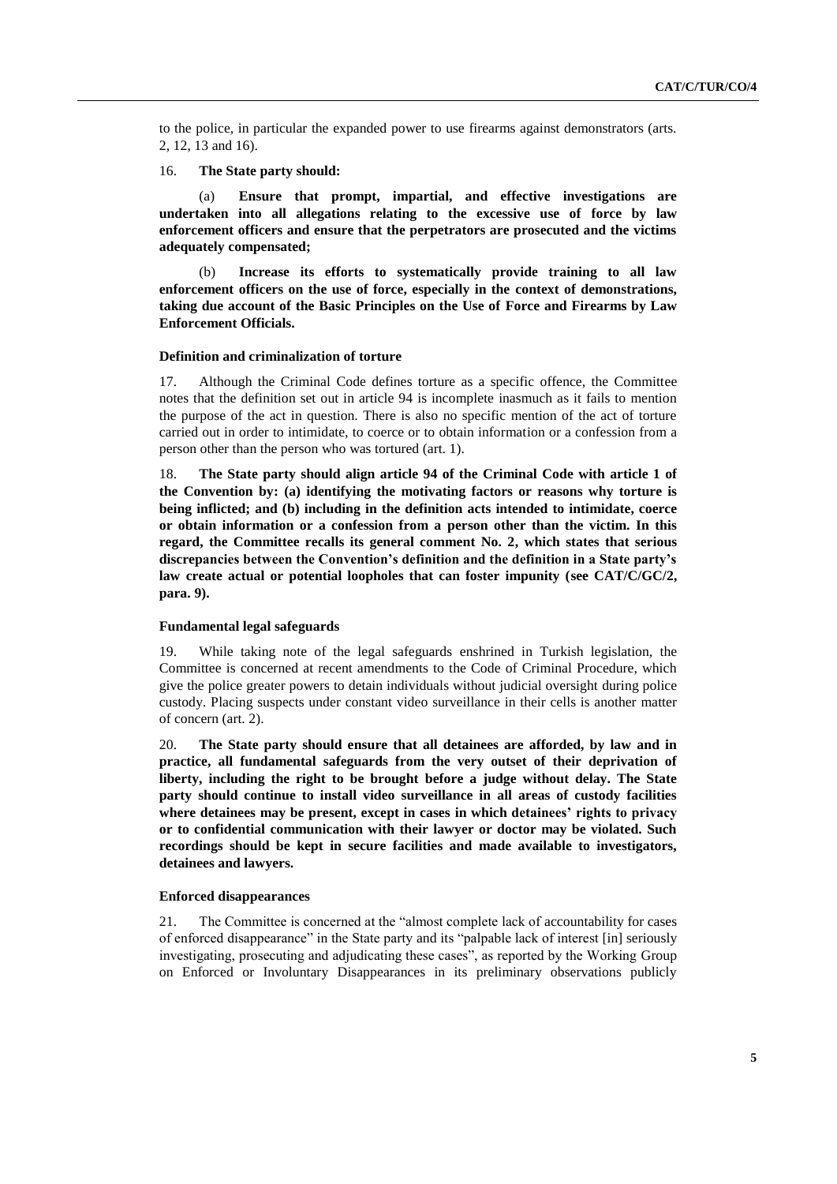to the police, in particular the expanded power to use firearms against demonstrators (arts. 2, 12, 13 and 16).

16. **The State party should:**

(a) **Ensure that prompt, impartial, and effective investigations are undertaken into all allegations relating to the excessive use of force by law enforcement officers and ensure that the perpetrators are prosecuted and the victims adequately compensated;**

(b) **Increase its efforts to systematically provide training to all law enforcement officers on the use of force, especially in the context of demonstrations, taking due account of the Basic Principles on the Use of Force and Firearms by Law Enforcement Officials.**

#### Definition and criminalization of torture

17. Although the Criminal Code defines torture as a specific offence, the Committee notes that the definition set out in article 94 is incomplete inasmuch as it fails to mention the purpose of the act in question. There is also no specific mention of the act of torture carried out in order to intimidate, to coerce or to obtain information or a confession from a person other than the person who was tortured (art. 1).

18. **The State party should align article 94 of the Criminal Code with article 1 of the Convention by: (a) identifying the motivating factors or reasons why torture is being inflicted; and (b) including in the definition acts intended to intimidate, coerce or obtain information or a confession from a person other than the victim. In this regard, the Committee recalls its general comment No. 2, which states that serious discrepancies between the Convention's definition and the definition in a State party's law create actual or potential loopholes that can foster impunity (see CAT/C/GC/2, para. 9).**

#### Fundamental legal safeguards

19. While taking note of the legal safeguards enshrined in Turkish legislation, the Committee is concerned at recent amendments to the Code of Criminal Procedure, which give the police greater powers to detain individuals without judicial oversight during police custody. Placing suspects under constant video surveillance in their cells is another matter of concern (art. 2).

20. **The State party should ensure that all detainees are afforded, by law and in practice, all fundamental safeguards from the very outset of their deprivation of liberty, including the right to be brought before a judge without delay. The State party should continue to install video surveillance in all areas of custody facilities where detainees may be present, except in cases in which detainees' rights to privacy or to confidential communication with their lawyer or doctor may be violated. Such recordings should be kept in secure facilities and made available to investigators, detainees and lawyers.**

#### Enforced disappearances

21. The Committee is concerned at the "almost complete lack of accountability for cases of enforced disappearance" in the State party and its "palpable lack of interest [in] seriously investigating, prosecuting and adjudicating these cases", as reported by the Working Group on Enforced or Involuntary Disappearances in its preliminary observations publicly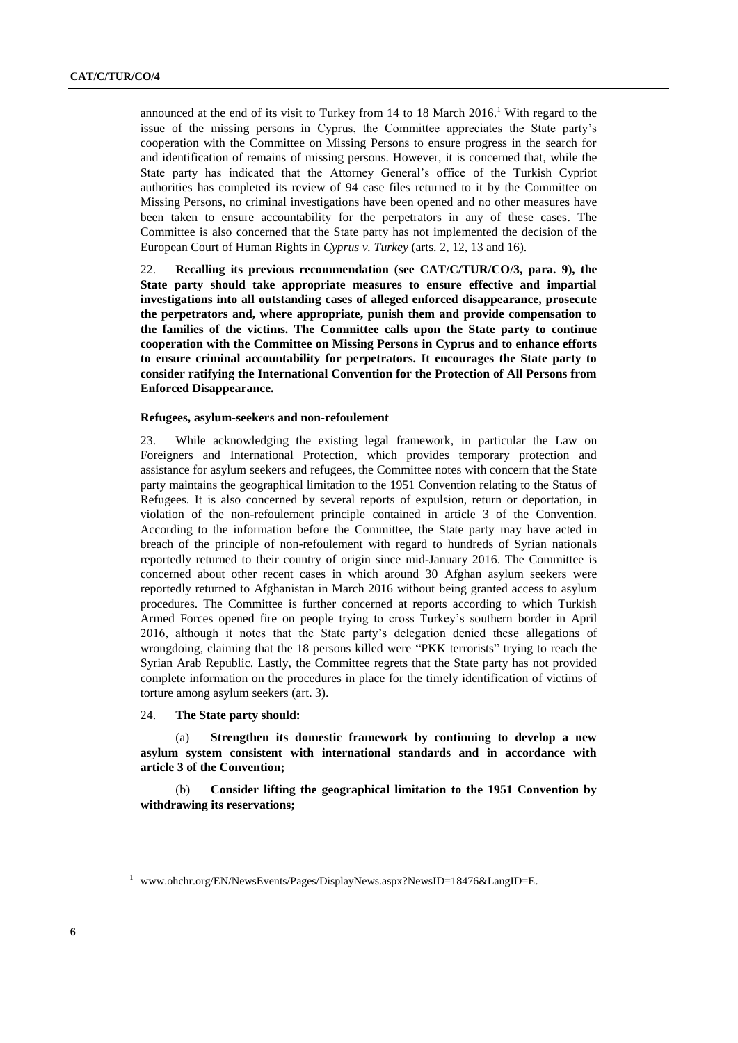announced at the end of its visit to Turkey from 14 to 18 March 2016.[1] With regard to the issue of the missing persons in Cyprus, the Committee appreciates the State party's cooperation with the Committee on Missing Persons to ensure progress in the search for and identification of remains of missing persons. However, it is concerned that, while the State party has indicated that the Attorney General's office of the Turkish Cypriot authorities has completed its review of 94 case files returned to it by the Committee on Missing Persons, no criminal investigations have been opened and no other measures have been taken to ensure accountability for the perpetrators in any of these cases. The Committee is also concerned that the State party has not implemented the decision of the European Court of Human Rights in *Cyprus v. Turkey* (arts. 2, 12, 13 and 16).

22. **Recalling its previous recommendation (see CAT/C/TUR/CO/3, para. 9), the State party should take appropriate measures to ensure effective and impartial investigations into all outstanding cases of alleged enforced disappearance, prosecute the perpetrators and, where appropriate, punish them and provide compensation to the families of the victims. The Committee calls upon the State party to continue cooperation with the Committee on Missing Persons in Cyprus and to enhance efforts to ensure criminal accountability for perpetrators. It encourages the State party to consider ratifying the International Convention for the Protection of All Persons from Enforced Disappearance.**

### Refugees, asylum-seekers and non-refoulement

23. While acknowledging the existing legal framework, in particular the Law on Foreigners and International Protection, which provides temporary protection and assistance for asylum seekers and refugees, the Committee notes with concern that the State party maintains the geographical limitation to the 1951 Convention relating to the Status of Refugees. It is also concerned by several reports of expulsion, return or deportation, in violation of the non-refoulement principle contained in article 3 of the Convention. According to the information before the Committee, the State party may have acted in breach of the principle of non-refoulement with regard to hundreds of Syrian nationals reportedly returned to their country of origin since mid-January 2016. The Committee is concerned about other recent cases in which around 30 Afghan asylum seekers were reportedly returned to Afghanistan in March 2016 without being granted access to asylum procedures. The Committee is further concerned at reports according to which Turkish Armed Forces opened fire on people trying to cross Turkey's southern border in April 2016, although it notes that the State party's delegation denied these allegations of wrongdoing, claiming that the 18 persons killed were "PKK terrorists" trying to reach the Syrian Arab Republic. Lastly, the Committee regrets that the State party has not provided complete information on the procedures in place for the timely identification of victims of torture among asylum seekers (art. 3).

24. **The State party should:**

(a) **Strengthen its domestic framework by continuing to develop a new asylum system consistent with international standards and in accordance with article 3 of the Convention;**

(b) **Consider lifting the geographical limitation to the 1951 Convention by withdrawing its reservations;**

[1] www.ohchr.org/EN/NewsEvents/Pages/DisplayNews.aspx?NewsID=18476&LangID=E.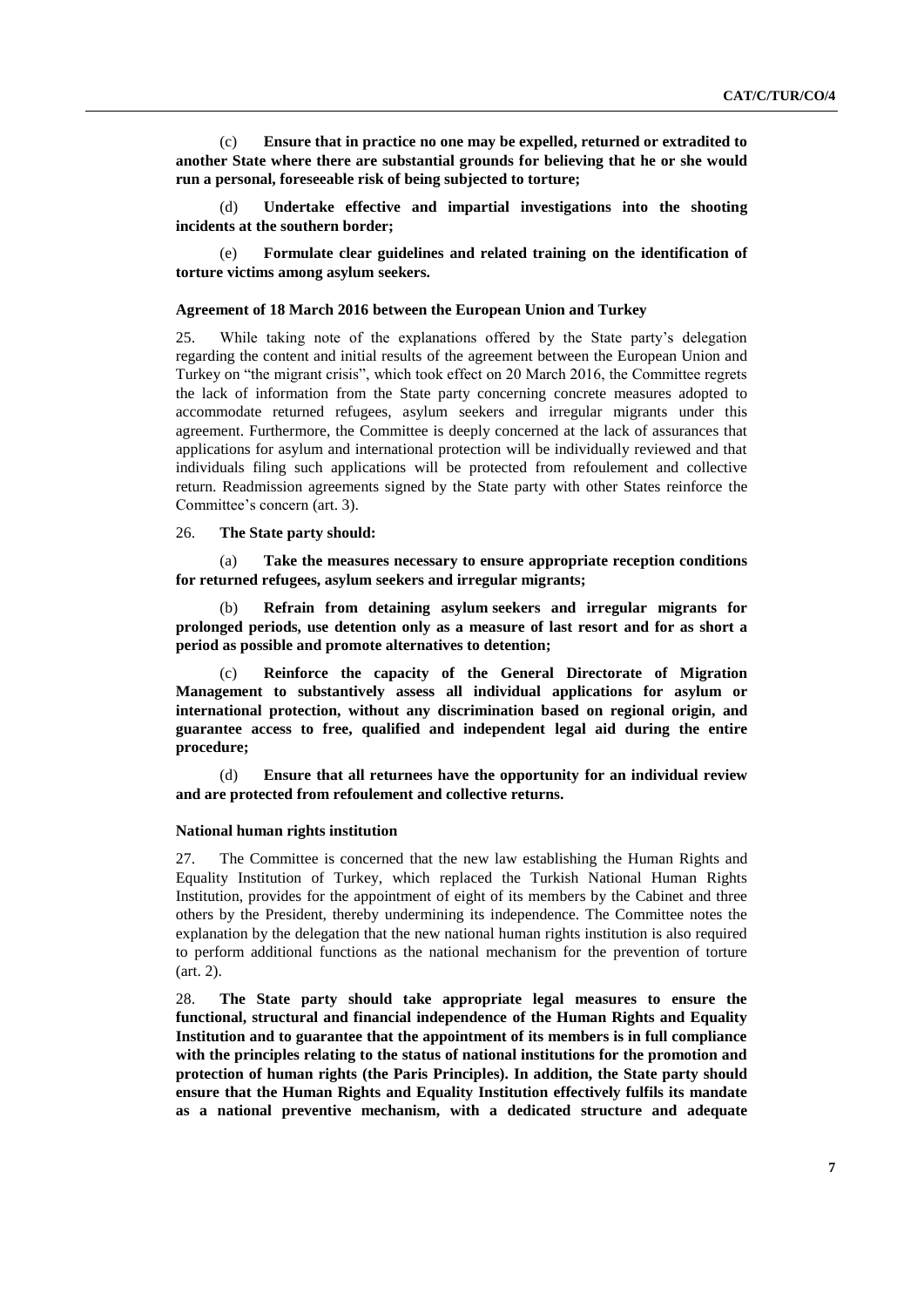(c) **Ensure that in practice no one may be expelled, returned or extradited to another State where there are substantial grounds for believing that he or she would run a personal, foreseeable risk of being subjected to torture;**

(d) **Undertake effective and impartial investigations into the shooting incidents at the southern border;**

(e) **Formulate clear guidelines and related training on the identification of torture victims among asylum seekers.**

#### Agreement of 18 March 2016 between the European Union and Turkey

25. While taking note of the explanations offered by the State party's delegation regarding the content and initial results of the agreement between the European Union and Turkey on "the migrant crisis", which took effect on 20 March 2016, the Committee regrets the lack of information from the State party concerning concrete measures adopted to accommodate returned refugees, asylum seekers and irregular migrants under this agreement. Furthermore, the Committee is deeply concerned at the lack of assurances that applications for asylum and international protection will be individually reviewed and that individuals filing such applications will be protected from refoulement and collective return. Readmission agreements signed by the State party with other States reinforce the Committee's concern (art. 3).

26. **The State party should:**

(a) **Take the measures necessary to ensure appropriate reception conditions for returned refugees, asylum seekers and irregular migrants;**

(b) **Refrain from detaining asylum seekers and irregular migrants for prolonged periods, use detention only as a measure of last resort and for as short a period as possible and promote alternatives to detention;**

(c) **Reinforce the capacity of the General Directorate of Migration Management to substantively assess all individual applications for asylum or international protection, without any discrimination based on regional origin, and guarantee access to free, qualified and independent legal aid during the entire procedure;**

(d) **Ensure that all returnees have the opportunity for an individual review and are protected from refoulement and collective returns.**

#### National human rights institution

27. The Committee is concerned that the new law establishing the Human Rights and Equality Institution of Turkey, which replaced the Turkish National Human Rights Institution, provides for the appointment of eight of its members by the Cabinet and three others by the President, thereby undermining its independence. The Committee notes the explanation by the delegation that the new national human rights institution is also required to perform additional functions as the national mechanism for the prevention of torture (art. 2).

28. **The State party should take appropriate legal measures to ensure the functional, structural and financial independence of the Human Rights and Equality Institution and to guarantee that the appointment of its members is in full compliance with the principles relating to the status of national institutions for the promotion and protection of human rights (the Paris Principles). In addition, the State party should ensure that the Human Rights and Equality Institution effectively fulfils its mandate as a national preventive mechanism, with a dedicated structure and adequate**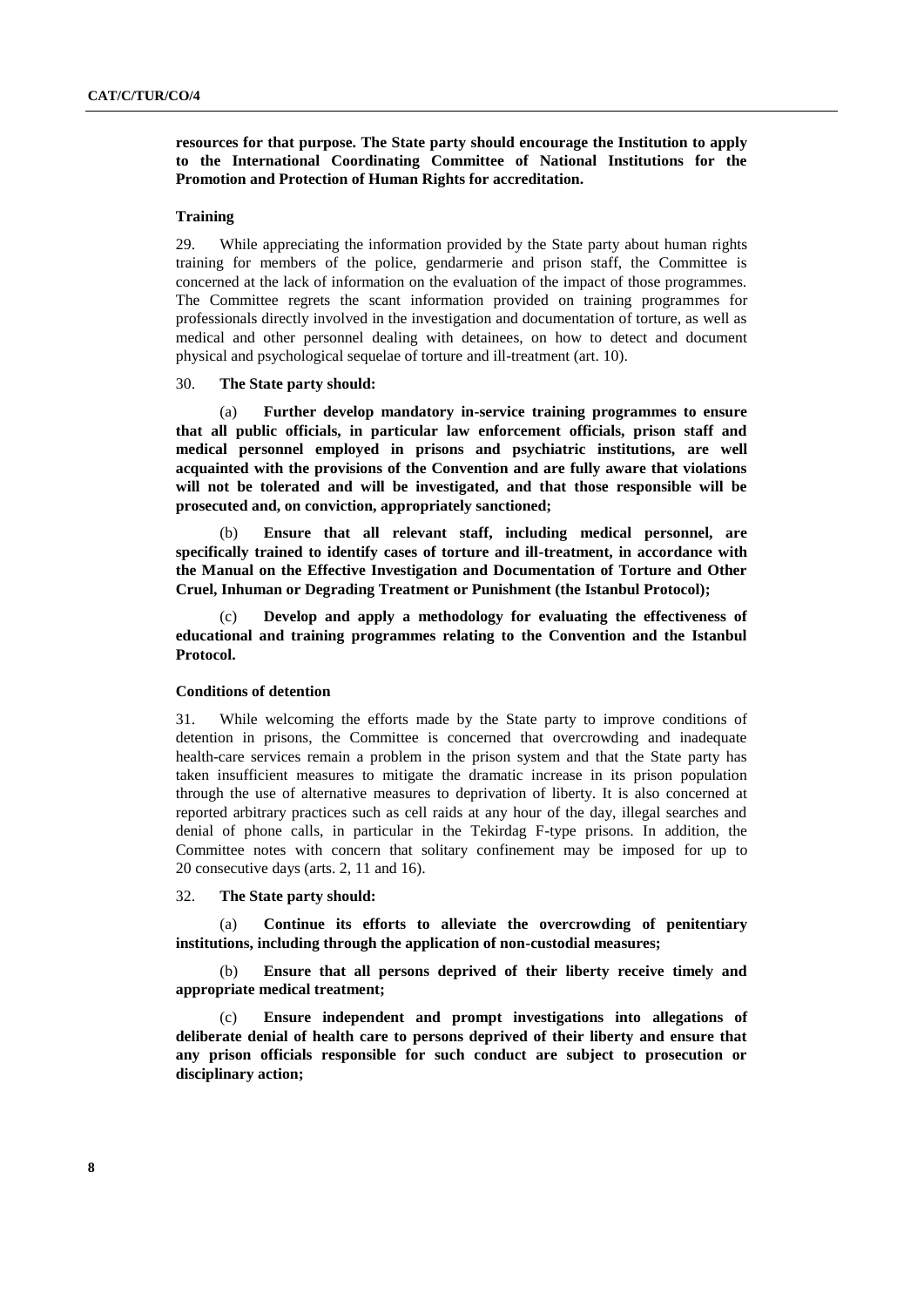**resources for that purpose. The State party should encourage the Institution to apply to the International Coordinating Committee of National Institutions for the Promotion and Protection of Human Rights for accreditation.**

### Training

29. While appreciating the information provided by the State party about human rights training for members of the police, gendarmerie and prison staff, the Committee is concerned at the lack of information on the evaluation of the impact of those programmes. The Committee regrets the scant information provided on training programmes for professionals directly involved in the investigation and documentation of torture, as well as medical and other personnel dealing with detainees, on how to detect and document physical and psychological sequelae of torture and ill-treatment (art. 10).

30. **The State party should:**

(a) **Further develop mandatory in-service training programmes to ensure that all public officials, in particular law enforcement officials, prison staff and medical personnel employed in prisons and psychiatric institutions, are well acquainted with the provisions of the Convention and are fully aware that violations will not be tolerated and will be investigated, and that those responsible will be prosecuted and, on conviction, appropriately sanctioned;**

(b) **Ensure that all relevant staff, including medical personnel, are specifically trained to identify cases of torture and ill-treatment, in accordance with the Manual on the Effective Investigation and Documentation of Torture and Other Cruel, Inhuman or Degrading Treatment or Punishment (the Istanbul Protocol);**

(c) **Develop and apply a methodology for evaluating the effectiveness of educational and training programmes relating to the Convention and the Istanbul Protocol.**

### Conditions of detention

31. While welcoming the efforts made by the State party to improve conditions of detention in prisons, the Committee is concerned that overcrowding and inadequate health-care services remain a problem in the prison system and that the State party has taken insufficient measures to mitigate the dramatic increase in its prison population through the use of alternative measures to deprivation of liberty. It is also concerned at reported arbitrary practices such as cell raids at any hour of the day, illegal searches and denial of phone calls, in particular in the Tekirdag F-type prisons. In addition, the Committee notes with concern that solitary confinement may be imposed for up to 20 consecutive days (arts. 2, 11 and 16).

32. **The State party should:**

(a) **Continue its efforts to alleviate the overcrowding of penitentiary institutions, including through the application of non-custodial measures;**

(b) **Ensure that all persons deprived of their liberty receive timely and appropriate medical treatment;**

(c) **Ensure independent and prompt investigations into allegations of deliberate denial of health care to persons deprived of their liberty and ensure that any prison officials responsible for such conduct are subject to prosecution or disciplinary action;**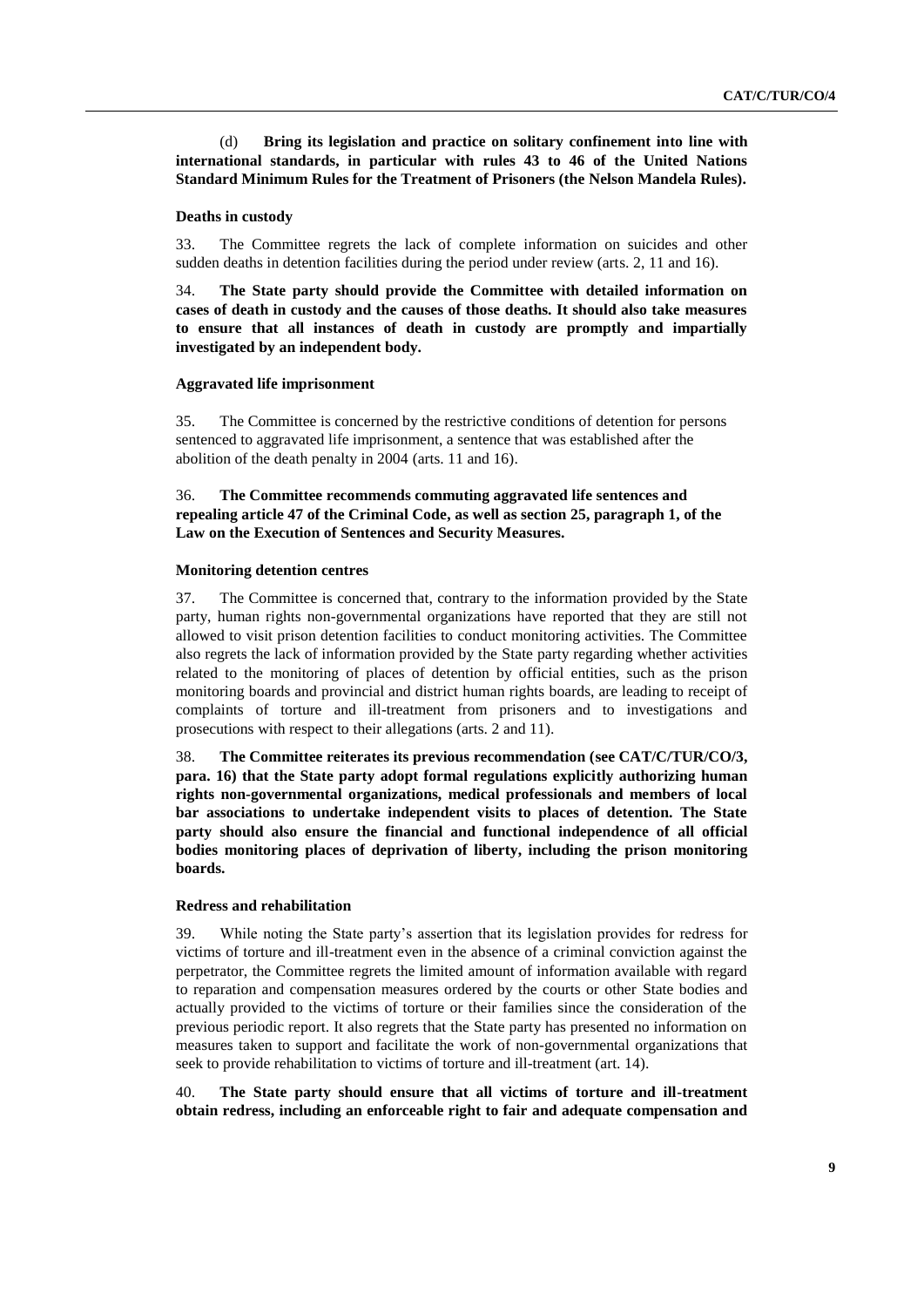(d) **Bring its legislation and practice on solitary confinement into line with international standards, in particular with rules 43 to 46 of the United Nations Standard Minimum Rules for the Treatment of Prisoners (the Nelson Mandela Rules).**

### Deaths in custody

33. The Committee regrets the lack of complete information on suicides and other sudden deaths in detention facilities during the period under review (arts. 2, 11 and 16).

34. **The State party should provide the Committee with detailed information on cases of death in custody and the causes of those deaths. It should also take measures to ensure that all instances of death in custody are promptly and impartially investigated by an independent body.**

### Aggravated life imprisonment

35. The Committee is concerned by the restrictive conditions of detention for persons sentenced to aggravated life imprisonment, a sentence that was established after the abolition of the death penalty in 2004 (arts. 11 and 16).

36. **The Committee recommends commuting aggravated life sentences and repealing article 47 of the Criminal Code, as well as section 25, paragraph 1, of the Law on the Execution of Sentences and Security Measures.**

### Monitoring detention centres

37. The Committee is concerned that, contrary to the information provided by the State party, human rights non-governmental organizations have reported that they are still not allowed to visit prison detention facilities to conduct monitoring activities. The Committee also regrets the lack of information provided by the State party regarding whether activities related to the monitoring of places of detention by official entities, such as the prison monitoring boards and provincial and district human rights boards, are leading to receipt of complaints of torture and ill-treatment from prisoners and to investigations and prosecutions with respect to their allegations (arts. 2 and 11).

38. **The Committee reiterates its previous recommendation (see CAT/C/TUR/CO/3, para. 16) that the State party adopt formal regulations explicitly authorizing human rights non-governmental organizations, medical professionals and members of local bar associations to undertake independent visits to places of detention. The State party should also ensure the financial and functional independence of all official bodies monitoring places of deprivation of liberty, including the prison monitoring boards.**

### Redress and rehabilitation

39. While noting the State party's assertion that its legislation provides for redress for victims of torture and ill-treatment even in the absence of a criminal conviction against the perpetrator, the Committee regrets the limited amount of information available with regard to reparation and compensation measures ordered by the courts or other State bodies and actually provided to the victims of torture or their families since the consideration of the previous periodic report. It also regrets that the State party has presented no information on measures taken to support and facilitate the work of non-governmental organizations that seek to provide rehabilitation to victims of torture and ill-treatment (art. 14).

40. **The State party should ensure that all victims of torture and ill-treatment obtain redress, including an enforceable right to fair and adequate compensation and**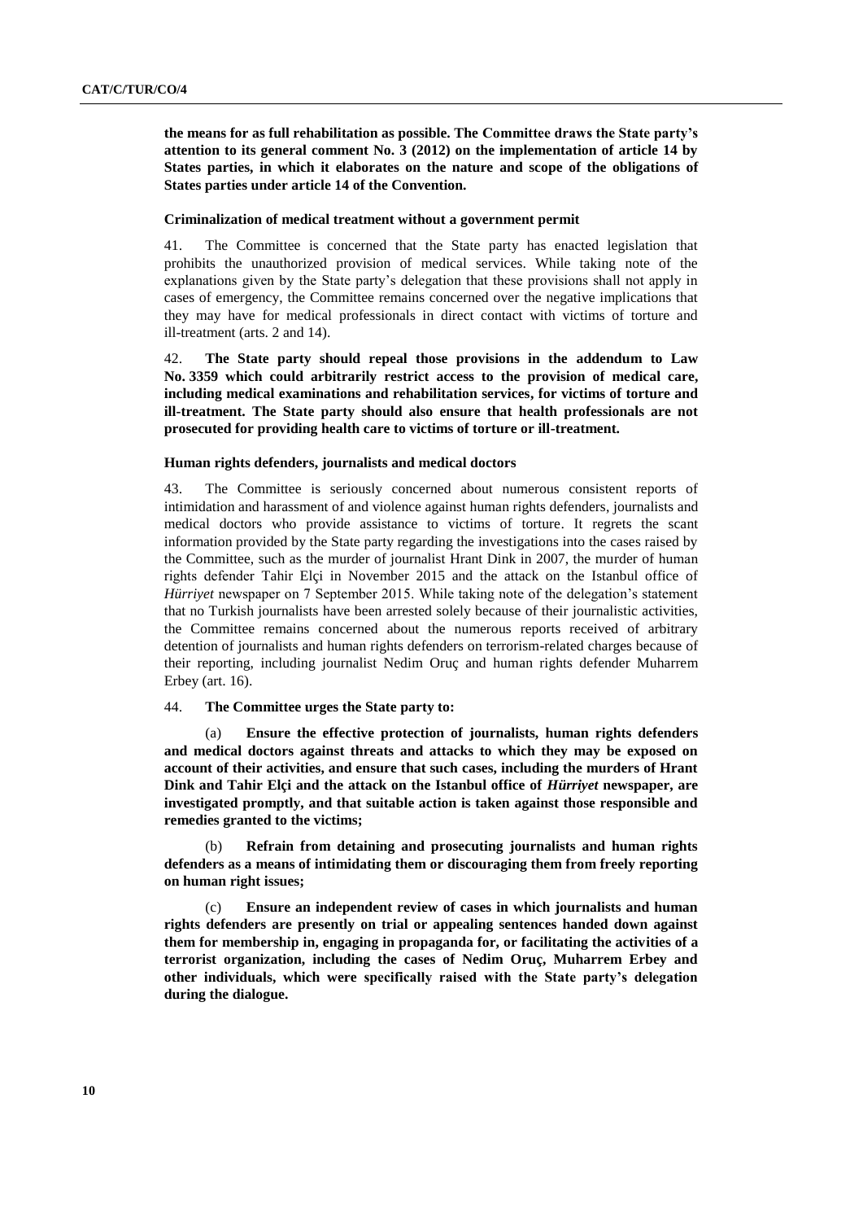**the means for as full rehabilitation as possible. The Committee draws the State party's attention to its general comment No. 3 (2012) on the implementation of article 14 by States parties, in which it elaborates on the nature and scope of the obligations of States parties under article 14 of the Convention.**

### Criminalization of medical treatment without a government permit

41. The Committee is concerned that the State party has enacted legislation that prohibits the unauthorized provision of medical services. While taking note of the explanations given by the State party's delegation that these provisions shall not apply in cases of emergency, the Committee remains concerned over the negative implications that they may have for medical professionals in direct contact with victims of torture and ill-treatment (arts. 2 and 14).

42. **The State party should repeal those provisions in the addendum to Law No. 3359 which could arbitrarily restrict access to the provision of medical care, including medical examinations and rehabilitation services, for victims of torture and ill-treatment. The State party should also ensure that health professionals are not prosecuted for providing health care to victims of torture or ill-treatment.**

### Human rights defenders, journalists and medical doctors

43. The Committee is seriously concerned about numerous consistent reports of intimidation and harassment of and violence against human rights defenders, journalists and medical doctors who provide assistance to victims of torture. It regrets the scant information provided by the State party regarding the investigations into the cases raised by the Committee, such as the murder of journalist Hrant Dink in 2007, the murder of human rights defender Tahir Elçi in November 2015 and the attack on the Istanbul office of *Hürriyet* newspaper on 7 September 2015. While taking note of the delegation's statement that no Turkish journalists have been arrested solely because of their journalistic activities, the Committee remains concerned about the numerous reports received of arbitrary detention of journalists and human rights defenders on terrorism-related charges because of their reporting, including journalist Nedim Oruç and human rights defender Muharrem Erbey (art. 16).

44. **The Committee urges the State party to:**

(a) **Ensure the effective protection of journalists, human rights defenders and medical doctors against threats and attacks to which they may be exposed on account of their activities, and ensure that such cases, including the murders of Hrant Dink and Tahir Elçi and the attack on the Istanbul office of *Hürriyet* newspaper, are investigated promptly, and that suitable action is taken against those responsible and remedies granted to the victims;**

(b) **Refrain from detaining and prosecuting journalists and human rights defenders as a means of intimidating them or discouraging them from freely reporting on human right issues;**

(c) **Ensure an independent review of cases in which journalists and human rights defenders are presently on trial or appealing sentences handed down against them for membership in, engaging in propaganda for, or facilitating the activities of a terrorist organization, including the cases of Nedim Oruç, Muharrem Erbey and other individuals, which were specifically raised with the State party's delegation during the dialogue.**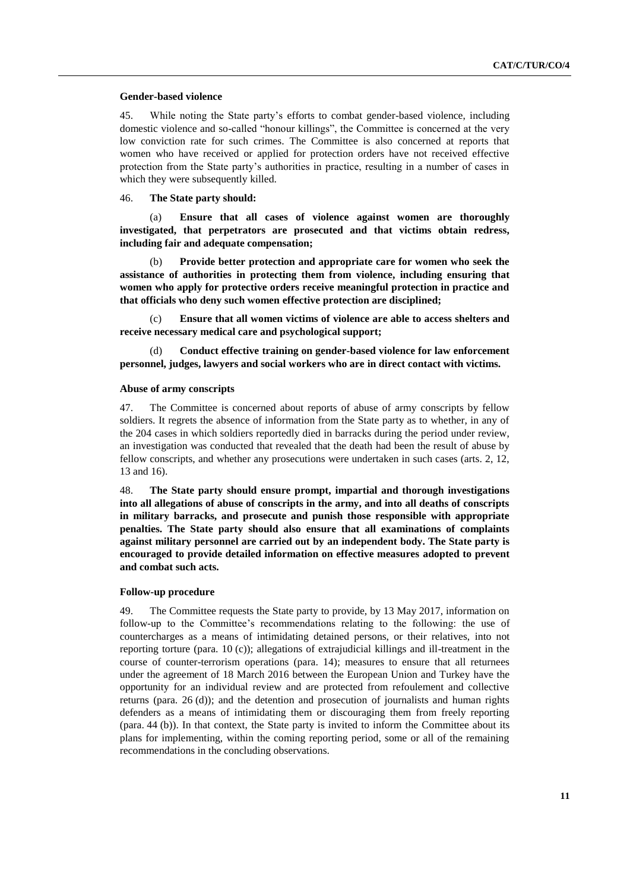### Gender-based violence

45. While noting the State party's efforts to combat gender-based violence, including domestic violence and so-called "honour killings", the Committee is concerned at the very low conviction rate for such crimes. The Committee is also concerned at reports that women who have received or applied for protection orders have not received effective protection from the State party's authorities in practice, resulting in a number of cases in which they were subsequently killed.

46. **The State party should:**

(a) **Ensure that all cases of violence against women are thoroughly investigated, that perpetrators are prosecuted and that victims obtain redress, including fair and adequate compensation;**

(b) **Provide better protection and appropriate care for women who seek the assistance of authorities in protecting them from violence, including ensuring that women who apply for protective orders receive meaningful protection in practice and that officials who deny such women effective protection are disciplined;**

(c) **Ensure that all women victims of violence are able to access shelters and receive necessary medical care and psychological support;**

(d) **Conduct effective training on gender-based violence for law enforcement personnel, judges, lawyers and social workers who are in direct contact with victims.**

### Abuse of army conscripts

47. The Committee is concerned about reports of abuse of army conscripts by fellow soldiers. It regrets the absence of information from the State party as to whether, in any of the 204 cases in which soldiers reportedly died in barracks during the period under review, an investigation was conducted that revealed that the death had been the result of abuse by fellow conscripts, and whether any prosecutions were undertaken in such cases (arts. 2, 12, 13 and 16).

48. **The State party should ensure prompt, impartial and thorough investigations into all allegations of abuse of conscripts in the army, and into all deaths of conscripts in military barracks, and prosecute and punish those responsible with appropriate penalties. The State party should also ensure that all examinations of complaints against military personnel are carried out by an independent body. The State party is encouraged to provide detailed information on effective measures adopted to prevent and combat such acts.**

### Follow-up procedure

49. The Committee requests the State party to provide, by 13 May 2017, information on follow-up to the Committee's recommendations relating to the following: the use of countercharges as a means of intimidating detained persons, or their relatives, into not reporting torture (para. 10 (c)); allegations of extrajudicial killings and ill-treatment in the course of counter-terrorism operations (para. 14); measures to ensure that all returnees under the agreement of 18 March 2016 between the European Union and Turkey have the opportunity for an individual review and are protected from refoulement and collective returns (para. 26 (d)); and the detention and prosecution of journalists and human rights defenders as a means of intimidating them or discouraging them from freely reporting (para. 44 (b)). In that context, the State party is invited to inform the Committee about its plans for implementing, within the coming reporting period, some or all of the remaining recommendations in the concluding observations.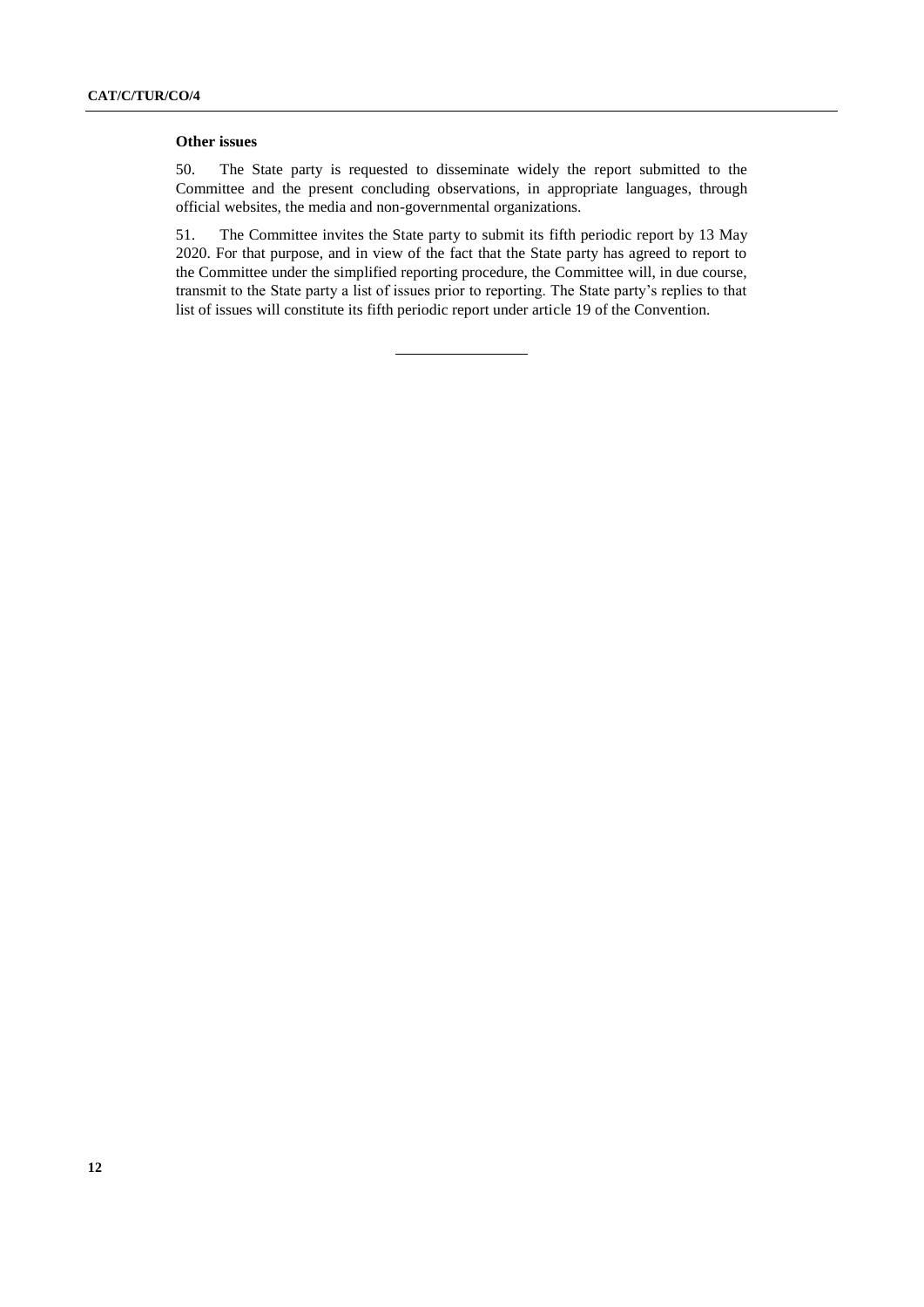**Other issues**

50. The State party is requested to disseminate widely the report submitted to the Committee and the present concluding observations, in appropriate languages, through official websites, the media and non-governmental organizations.

51. The Committee invites the State party to submit its fifth periodic report by 13 May 2020. For that purpose, and in view of the fact that the State party has agreed to report to the Committee under the simplified reporting procedure, the Committee will, in due course, transmit to the State party a list of issues prior to reporting. The State party's replies to that list of issues will constitute its fifth periodic report under article 19 of the Convention.